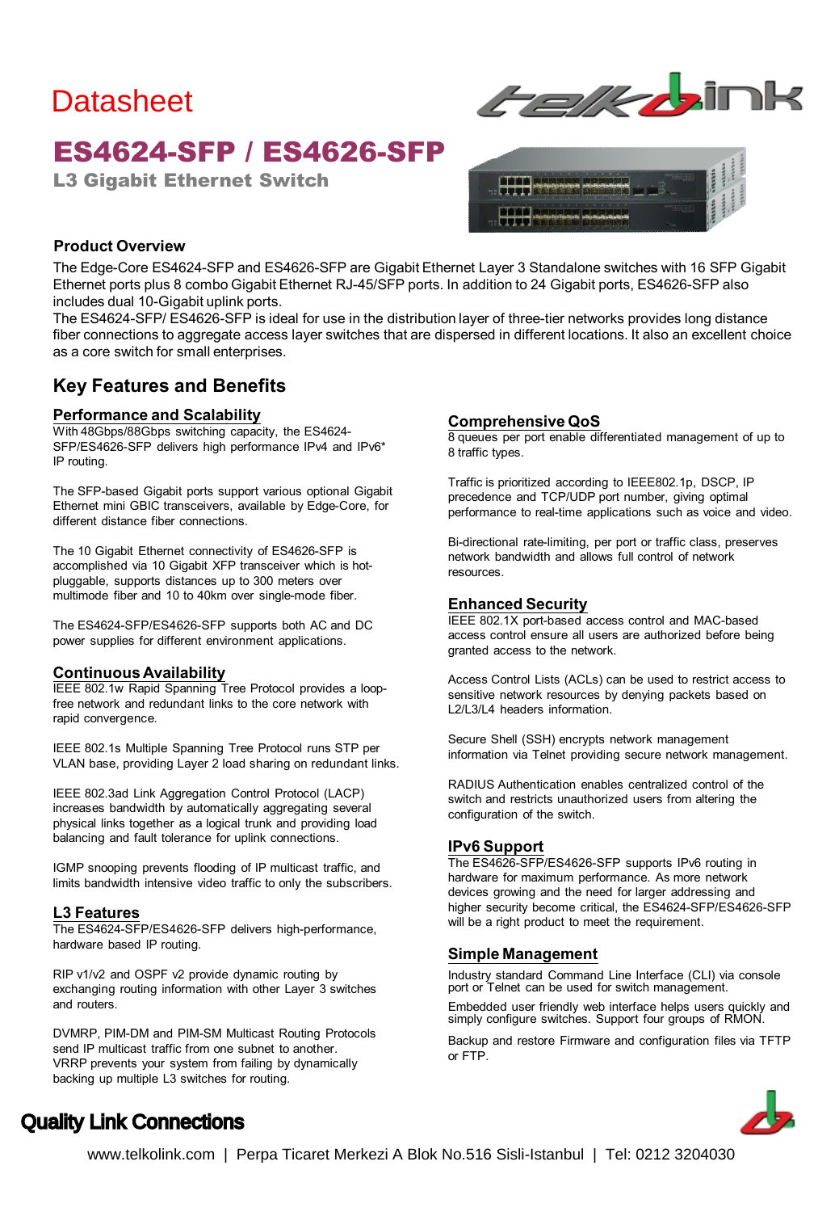Datasheet

# ES4624-SFP / ES4626-SFP

## L3 Gigabit Ethernet Switch

### Product Overview

The Edge-Core ES4624-SFP and ES4626-SFP are Gigabit Ethernet Layer 3 Standalone switches with 16 SFP Gigabit Ethernet ports plus 8 combo Gigabit Ethernet RJ-45/SFP ports. In addition to 24 Gigabit ports, ES4626-SFP also includes dual 10-Gigabit uplink ports.

The ES4624-SFP/ ES4626-SFP is ideal for use in the distribution layer of three-tier networks provides long distance fiber connections to aggregate access layer switches that are dispersed in different locations. It also an excellent choice as a core switch for small enterprises.

## Key Features and Benefits

### Performance and Scalability

With 48Gbps/88Gbps switching capacity, the ES4624-SFP/ES4626-SFP delivers high performance IPv4 and IPv6* IP routing.

The SFP-based Gigabit ports support various optional Gigabit Ethernet mini GBIC transceivers, available by Edge-Core, for different distance fiber connections.

The 10 Gigabit Ethernet connectivity of ES4626-SFP is accomplished via 10 Gigabit XFP transceiver which is hot-pluggable, supports distances up to 300 meters over multimode fiber and 10 to 40km over single-mode fiber.

The ES4624-SFP/ES4626-SFP supports both AC and DC power supplies for different environment applications.

### Continuous Availability

IEEE 802.1w Rapid Spanning Tree Protocol provides a loop-free network and redundant links to the core network with rapid convergence.

IEEE 802.1s Multiple Spanning Tree Protocol runs STP per VLAN base, providing Layer 2 load sharing on redundant links.

IEEE 802.3ad Link Aggregation Control Protocol (LACP) increases bandwidth by automatically aggregating several physical links together as a logical trunk and providing load balancing and fault tolerance for uplink connections.

IGMP snooping prevents flooding of IP multicast traffic, and limits bandwidth intensive video traffic to only the subscribers.

### L3 Features

The ES4624-SFP/ES4626-SFP delivers high-performance, hardware based IP routing.

RIP v1/v2 and OSPF v2 provide dynamic routing by exchanging routing information with other Layer 3 switches and routers.

DVMRP, PIM-DM and PIM-SM Multicast Routing Protocols send IP multicast traffic from one subnet to another.
VRRP prevents your system from failing by dynamically backing up multiple L3 switches for routing.

### Comprehensive QoS

8 queues per port enable differentiated management of up to 8 traffic types.

Traffic is prioritized according to IEEE802.1p, DSCP, IP precedence and TCP/UDP port number, giving optimal performance to real-time applications such as voice and video.

Bi-directional rate-limiting, per port or traffic class, preserves network bandwidth and allows full control of network resources.

### Enhanced Security

IEEE 802.1X port-based access control and MAC-based access control ensure all users are authorized before being granted access to the network.

Access Control Lists (ACLs) can be used to restrict access to sensitive network resources by denying packets based on L2/L3/L4 headers information.

Secure Shell (SSH) encrypts network management information via Telnet providing secure network management.

RADIUS Authentication enables centralized control of the switch and restricts unauthorized users from altering the configuration of the switch.

### IPv6 Support

The ES4626-SFP/ES4626-SFP supports IPv6 routing in hardware for maximum performance. As more network devices growing and the need for larger addressing and higher security become critical, the ES4624-SFP/ES4626-SFP will be a right product to meet the requirement.

### Simple Management

Industry standard Command Line Interface (CLI) via console port or Telnet can be used for switch management.

Embedded user friendly web interface helps users quickly and simply configure switches. Support four groups of RMON.

Backup and restore Firmware and configuration files via TFTP or FTP.

**Quality Link Connections**

www.telkolink.com | Perpa Ticaret Merkezi A Blok No.516 Sisli-Istanbul | Tel: 0212 3204030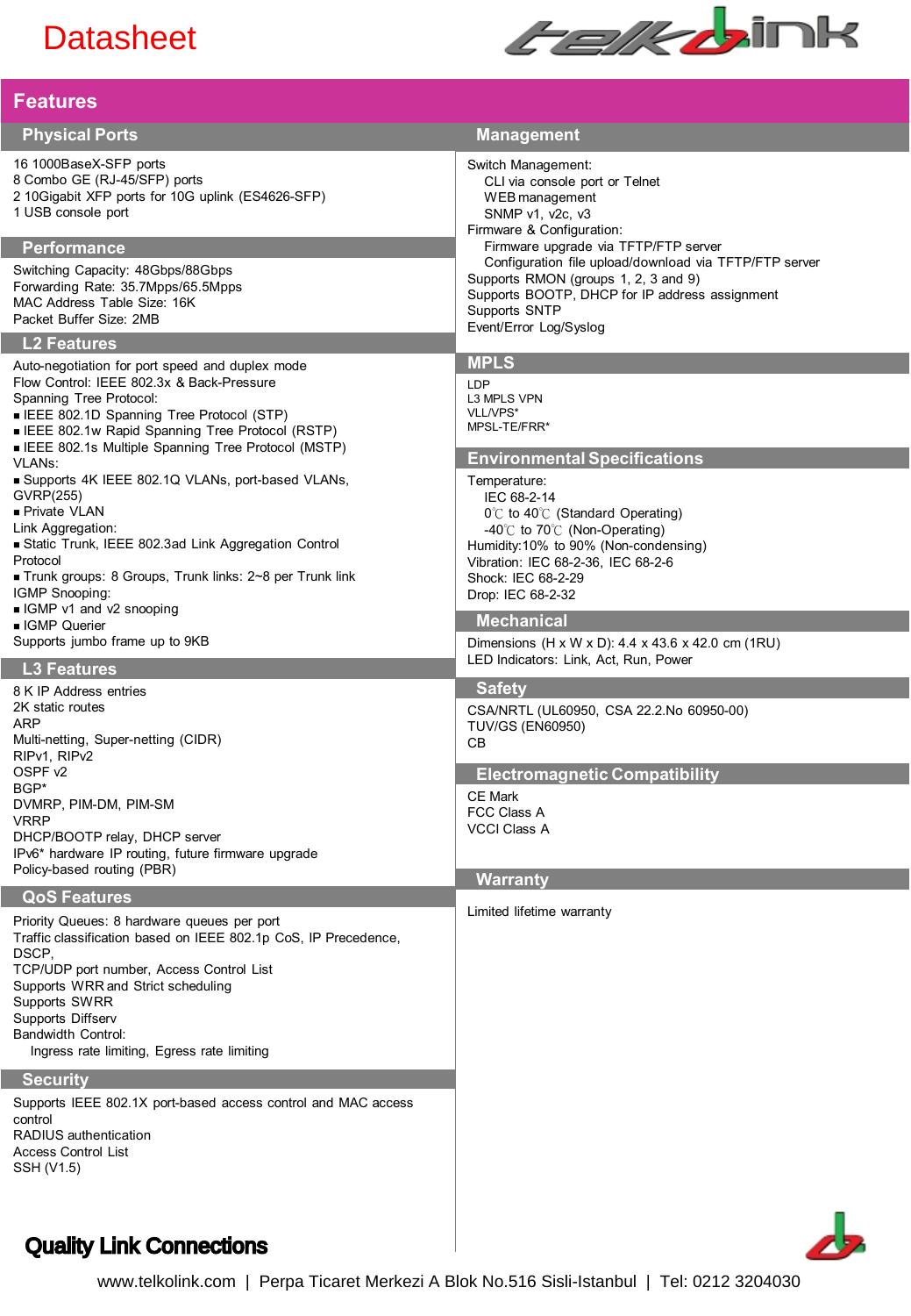# Datasheet

## Features

### Physical Ports

16 1000BaseX-SFP ports
8 Combo GE (RJ-45/SFP) ports
2 10Gigabit XFP ports for 10G uplink (ES4626-SFP)
1 USB console port

### Performance

Switching Capacity: 48Gbps/88Gbps
Forwarding Rate: 35.7Mpps/65.5Mpps
MAC Address Table Size: 16K
Packet Buffer Size: 2MB

### L2 Features

Auto-negotiation for port speed and duplex mode
Flow Control: IEEE 802.3x & Back-Pressure
Spanning Tree Protocol:
- IEEE 802.1D Spanning Tree Protocol (STP)
- IEEE 802.1w Rapid Spanning Tree Protocol (RSTP)
- IEEE 802.1s Multiple Spanning Tree Protocol (MSTP)

VLANs:
- Supports 4K IEEE 802.1Q VLANs, port-based VLANs, GVRP(255)
- Private VLAN

Link Aggregation:
- Static Trunk, IEEE 802.3ad Link Aggregation Control Protocol
- Trunk groups: 8 Groups, Trunk links: 2~8 per Trunk link

IGMP Snooping:
- IGMP v1 and v2 snooping
- IGMP Querier

Supports jumbo frame up to 9KB

### L3 Features

8 K IP Address entries
2K static routes
ARP
Multi-netting, Super-netting (CIDR)
RIPv1, RIPv2
OSPF v2
BGP*
DVMRP, PIM-DM, PIM-SM
VRRP
DHCP/BOOTP relay, DHCP server
IPv6* hardware IP routing, future firmware upgrade
Policy-based routing (PBR)

### QoS Features

Priority Queues: 8 hardware queues per port
Traffic classification based on IEEE 802.1p CoS, IP Precedence, DSCP,
TCP/UDP port number, Access Control List
Supports WRR and Strict scheduling
Supports SWRR
Supports Diffserv
Bandwidth Control:
Ingress rate limiting, Egress rate limiting

### Security

Supports IEEE 802.1X port-based access control and MAC access control
RADIUS authentication
Access Control List
SSH (V1.5)

### Management

Switch Management:
CLI via console port or Telnet
WEB management
SNMP v1, v2c, v3
Firmware & Configuration:
Firmware upgrade via TFTP/FTP server
Configuration file upload/download via TFTP/FTP server
Supports RMON (groups 1, 2, 3 and 9)
Supports BOOTP, DHCP for IP address assignment
Supports SNTP
Event/Error Log/Syslog

### MPLS

LDP
L3 MPLS VPN
VLL/VPS*
MPSL-TE/FRR*

### Environmental Specifications

Temperature:
IEC 68-2-14
0℃ to 40℃ (Standard Operating)
-40℃ to 70℃ (Non-Operating)
Humidity:10% to 90% (Non-condensing)
Vibration: IEC 68-2-36, IEC 68-2-6
Shock: IEC 68-2-29
Drop: IEC 68-2-32

### Mechanical

Dimensions (H x W x D): 4.4 x 43.6 x 42.0 cm (1RU)
LED Indicators: Link, Act, Run, Power

### Safety

CSA/NRTL (UL60950, CSA 22.2.No 60950-00)
TUV/GS (EN60950)
CB

### Electromagnetic Compatibility

CE Mark
FCC Class A
VCCI Class A

### Warranty

Limited lifetime warranty

**Quality Link Connections**

www.telkolink.com | Perpa Ticaret Merkezi A Blok No.516 Sisli-Istanbul | Tel: 0212 3204030